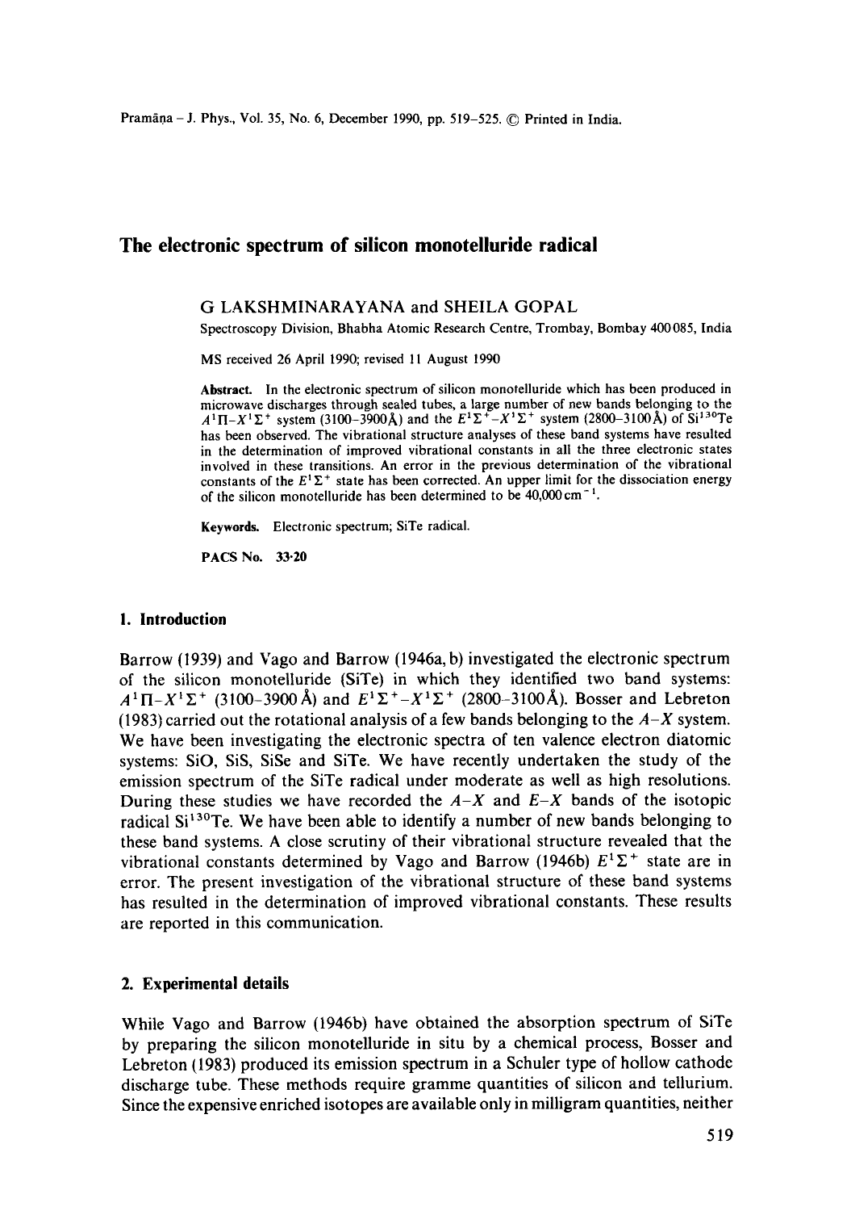# The electronic spectrum of silicon monotelluride radical

G LAKSHMINARAYANA and SHEILA GOPAL

Spectroscopy Division, Bhabha Atomic Research Centre, Trombay, Bombay 400085, India

MS received 26 April 1990; revised 11 August 1990

**Abstract.** In the electronic spectrum of silicon monotelluride which has been produced in microwave discharges through sealed tubes, a large number of new bands belonging to the $A^1\Pi$–$X^1\Sigma^+$ system (3100–3900 Å) and the $E^1\Sigma^+$–$X^1\Sigma^+$ system (2800–3100 Å) of $\mathrm{Si}^{130}\mathrm{Te}$ has been observed. The vibrational structure analyses of these band systems have resulted in the determination of improved vibrational constants in all the three electronic states involved in these transitions. An error in the previous determination of the vibrational constants of the $E^1\Sigma^+$ state has been corrected. An upper limit for the dissociation energy of the silicon monotelluride has been determined to be 40,000 cm$^{-1}$.

**Keywords.** Electronic spectrum; SiTe radical.

**PACS No.** 33·20

## 1. Introduction

Barrow (1939) and Vago and Barrow (1946a, b) investigated the electronic spectrum of the silicon monotelluride (SiTe) in which they identified two band systems: $A^1\Pi$–$X^1\Sigma^+$ (3100–3900 Å) and $E^1\Sigma^+$–$X^1\Sigma^+$ (2800–3100 Å). Bosser and Lebreton (1983) carried out the rotational analysis of a few bands belonging to the $A$–$X$ system. We have been investigating the electronic spectra of ten valence electron diatomic systems: SiO, SiS, SiSe and SiTe. We have recently undertaken the study of the emission spectrum of the SiTe radical under moderate as well as high resolutions. During these studies we have recorded the $A$–$X$ and $E$–$X$ bands of the isotopic radical $\mathrm{Si}^{130}\mathrm{Te}$. We have been able to identify a number of new bands belonging to these band systems. A close scrutiny of their vibrational structure revealed that the vibrational constants determined by Vago and Barrow (1946b) $E^1\Sigma^+$ state are in error. The present investigation of the vibrational structure of these band systems has resulted in the determination of improved vibrational constants. These results are reported in this communication.

## 2. Experimental details

While Vago and Barrow (1946b) have obtained the absorption spectrum of SiTe by preparing the silicon monotelluride in situ by a chemical process, Bosser and Lebreton (1983) produced its emission spectrum in a Schuler type of hollow cathode discharge tube. These methods require gramme quantities of silicon and tellurium. Since the expensive enriched isotopes are available only in milligram quantities, neither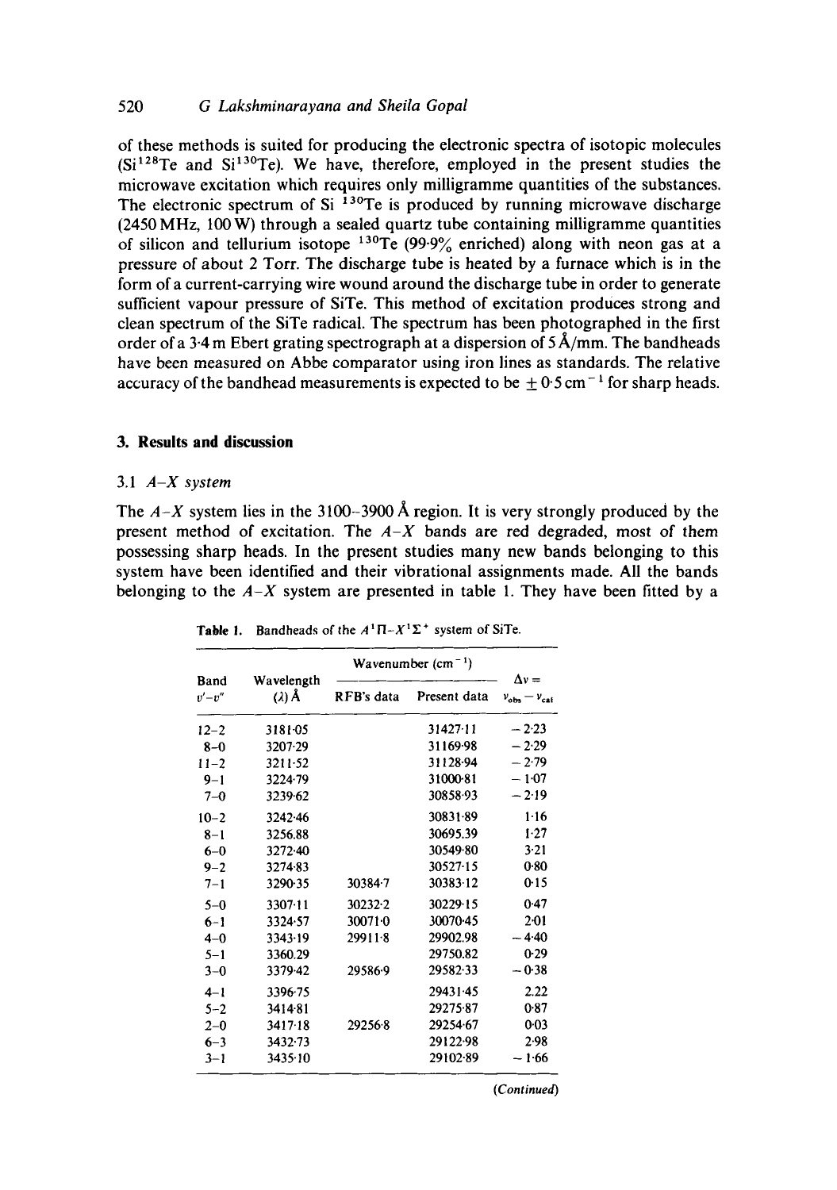of these methods is suited for producing the electronic spectra of isotopic molecules ($Si^{128}Te$ and $Si^{130}Te$). We have, therefore, employed in the present studies the microwave excitation which requires only milligramme quantities of the substances. The electronic spectrum of Si $^{130}$Te is produced by running microwave discharge (2450 MHz, 100 W) through a sealed quartz tube containing milligramme quantities of silicon and tellurium isotope $^{130}$Te (99·9% enriched) along with neon gas at a pressure of about 2 Torr. The discharge tube is heated by a furnace which is in the form of a current-carrying wire wound around the discharge tube in order to generate sufficient vapour pressure of SiTe. This method of excitation produces strong and clean spectrum of the SiTe radical. The spectrum has been photographed in the first order of a 3·4 m Ebert grating spectrograph at a dispersion of 5 Å/mm. The bandheads have been measured on Abbe comparator using iron lines as standards. The relative accuracy of the bandhead measurements is expected to be $\pm 0{\cdot}5\ \mathrm{cm}^{-1}$ for sharp heads.

## 3. Results and discussion

### 3.1 *A–X system*

The $A$–$X$ system lies in the 3100–3900 Å region. It is very strongly produced by the present method of excitation. The $A$–$X$ bands are red degraded, most of them possessing sharp heads. In the present studies many new bands belonging to this system have been identified and their vibrational assignments made. All the bands belonging to the $A$–$X$ system are presented in table 1. They have been fitted by a

**Table 1.** Bandheads of the $A^1\Pi$–$X^1\Sigma^+$ system of SiTe.

| Band $v'$–$v''$ | Wavelength ($\lambda$) Å | Wavenumber ($\mathrm{cm}^{-1}$) RFB's data | Wavenumber ($\mathrm{cm}^{-1}$) Present data | $\Delta v = v_{obs} - v_{cal}$ |
|---|---|---|---|---|
| 12–2 | 3181·05 | | 31427·11 | −2·23 |
| 8–0 | 3207·29 | | 31169·98 | −2·29 |
| 11–2 | 3211·52 | | 31128·94 | −2·79 |
| 9–1 | 3224·79 | | 31000·81 | −1·07 |
| 7–0 | 3239·62 | | 30858·93 | −2·19 |
| 10–2 | 3242·46 | | 30831·89 | 1·16 |
| 8–1 | 3256.88 | | 30695.39 | 1·27 |
| 6–0 | 3272·40 | | 30549·80 | 3·21 |
| 9–2 | 3274·83 | | 30527·15 | 0·80 |
| 7–1 | 3290·35 | 30384·7 | 30383·12 | 0·15 |
| 5–0 | 3307·11 | 30232·2 | 30229·15 | 0·47 |
| 6–1 | 3324·57 | 30071·0 | 30070·45 | 2·01 |
| 4–0 | 3343·19 | 29911·8 | 29902.98 | −4·40 |
| 5–1 | 3360.29 | | 29750.82 | 0·29 |
| 3–0 | 3379·42 | 29586·9 | 29582·33 | −0·38 |
| 4–1 | 3396·75 | | 29431·45 | 2.22 |
| 5–2 | 3414·81 | | 29275·87 | 0·87 |
| 2–0 | 3417·18 | 29256·8 | 29254·67 | 0·03 |
| 6–3 | 3432·73 | | 29122·98 | 2·98 |
| 3–1 | 3435·10 | | 29102·89 | −1·66 |

*(Continued)*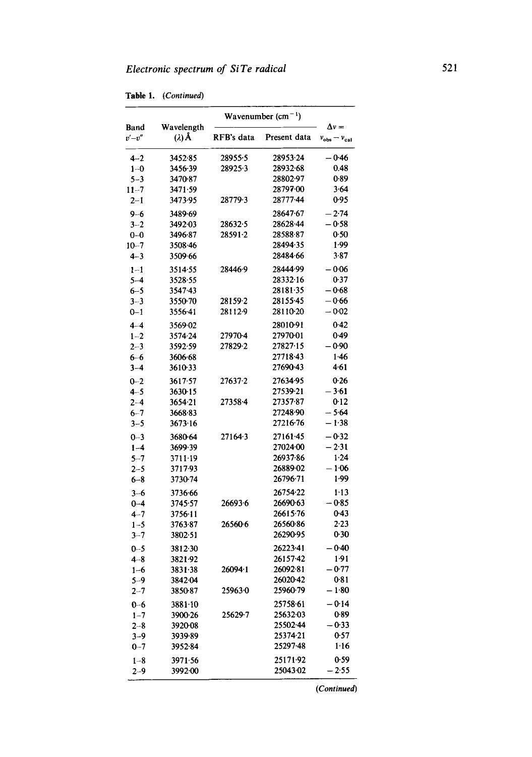**Table 1.** *(Continued)*

| Band $v'-v''$ | Wavelength ($\lambda$) Å | Wavenumber ($cm^{-1}$) RFB's data | Wavenumber ($cm^{-1}$) Present data | $\Delta v = v_{obs} - v_{cal}$ |
|---|---|---|---|---|
| 4–2 | 3452·85 | 28955·5 | 28953·24 | −0·46 |
| 1–0 | 3456·39 | 28925·3 | 28932·68 | 0.48 |
| 5–3 | 3470·87 | | 28802·97 | 0·89 |
| 11–7 | 3471·59 | | 28797·00 | 3·64 |
| 2–1 | 3473·95 | 28779·3 | 28777·44 | 0·95 |
| 9–6 | 3489·69 | | 28647·67 | −2·74 |
| 3–2 | 3492·03 | 28632·5 | 28628·44 | −0·58 |
| 0–0 | 3496·87 | 28591·2 | 28588·87 | 0·50 |
| 10–7 | 3508·46 | | 28494·35 | 1·99 |
| 4–3 | 3509·66 | | 28484·66 | 3·87 |
| 1–1 | 3514·55 | 28446·9 | 28444·99 | −0·06 |
| 5–4 | 3528·55 | | 28332·16 | 0·37 |
| 6–5 | 3547·43 | | 28181·35 | −0·68 |
| 3–3 | 3550·70 | 28159·2 | 28155·45 | −0·66 |
| 0–1 | 3556·41 | 28112·9 | 28110·20 | −0·02 |
| 4–4 | 3569·02 | | 28010·91 | 0·42 |
| 1–2 | 3574·24 | 27970·4 | 27970·01 | 0·49 |
| 2–3 | 3592·59 | 27829·2 | 27827·15 | −0·90 |
| 6–6 | 3606·68 | | 27718·43 | 1·46 |
| 3–4 | 3610·33 | | 27690·43 | 4·61 |
| 0–2 | 3617·57 | 27637·2 | 27634·95 | 0·26 |
| 4–5 | 3630·15 | | 27539·21 | −3·61 |
| 2–4 | 3654·21 | 27358·4 | 27357·87 | 0·12 |
| 6–7 | 3668·83 | | 27248·90 | −5·64 |
| 3–5 | 3673·16 | | 27216·76 | −1·38 |
| 0–3 | 3680·64 | 27164·3 | 27161·45 | −0·32 |
| 1–4 | 3699·39 | | 27024·00 | −2·31 |
| 5–7 | 3711·19 | | 26937·86 | 1·24 |
| 2–5 | 3717·93 | | 26889·02 | −1·06 |
| 6–8 | 3730·74 | | 26796·71 | 1·99 |
| 3–6 | 3736·66 | | 26754·22 | 1·13 |
| 0–4 | 3745·57 | 26693·6 | 26690·63 | −0·85 |
| 4–7 | 3756·11 | | 26615·76 | 0·43 |
| 1–5 | 3763·87 | 26560·6 | 26560·86 | 2·23 |
| 3–7 | 3802·51 | | 26290·95 | 0·30 |
| 0–5 | 3812·30 | | 26223·41 | −0·40 |
| 4–8 | 3821·92 | | 26157·42 | 1·91 |
| 1–6 | 3831·38 | 26094·1 | 26092·81 | −0·77 |
| 5–9 | 3842·04 | | 26020·42 | 0·81 |
| 2–7 | 3850·87 | 25963·0 | 25960·79 | −1·80 |
| 0–6 | 3881·10 | | 25758·61 | −0·14 |
| 1–7 | 3900·26 | 25629·7 | 25632·03 | 0·89 |
| 2–8 | 3920·08 | | 25502·44 | −0·33 |
| 3–9 | 3939·89 | | 25374·21 | 0·57 |
| 0–7 | 3952·84 | | 25297·48 | 1·16 |
| 1–8 | 3971·56 | | 25171·92 | 0·59 |
| 2–9 | 3992·00 | | 25043·02 | −2·55 |

*(Continued)*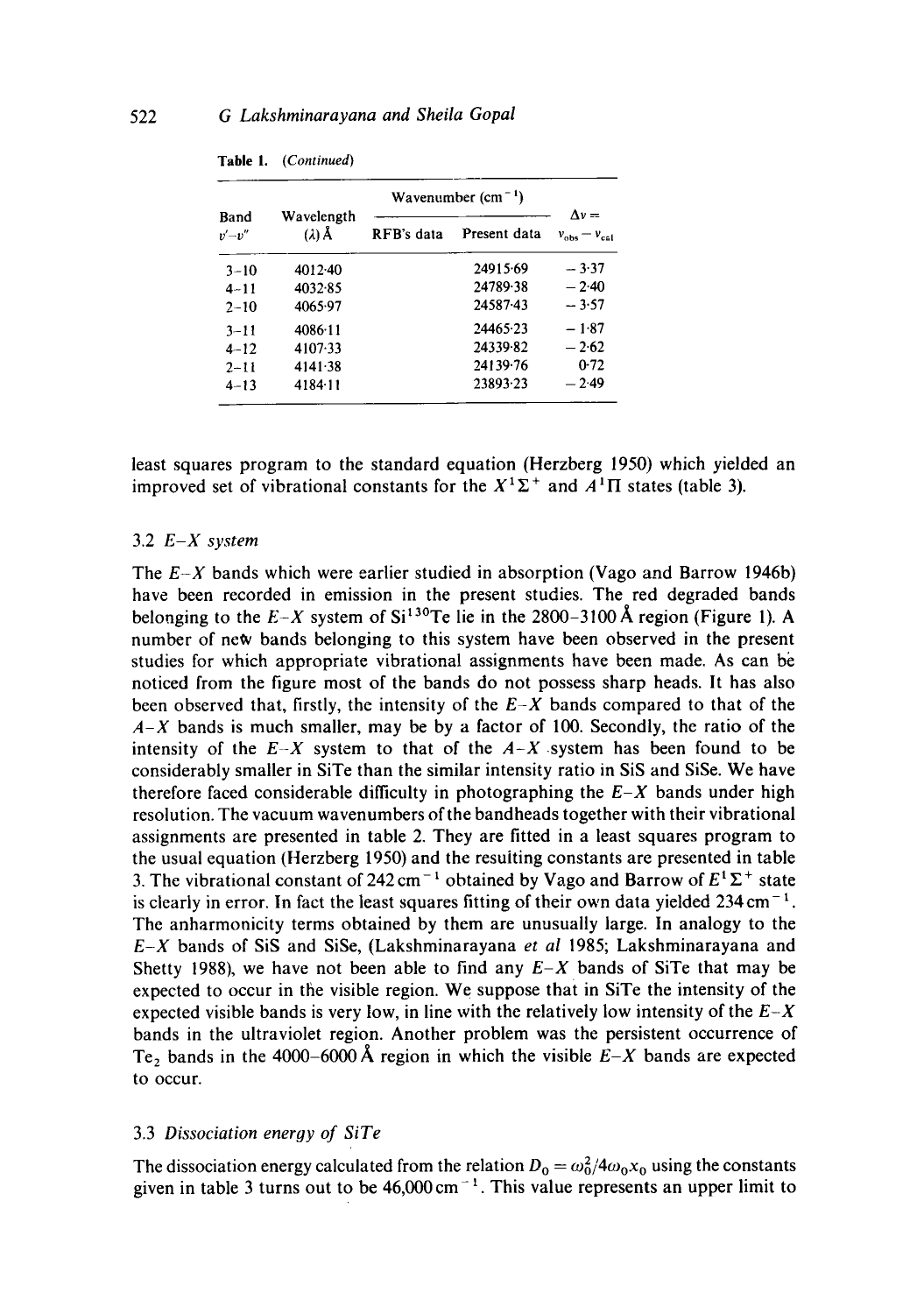**Table 1.** (*Continued*)

| Band $v'$–$v''$ | Wavelength ($\lambda$) Å | Wavenumber (cm$^{-1}$) RFB's data | Present data | $\Delta\nu = \nu_{obs} - \nu_{cal}$ |
|---|---|---|---|---|
| 3–10 | 4012·40 | | 24915·69 | −3·37 |
| 4–11 | 4032·85 | | 24789·38 | −2·40 |
| 2–10 | 4065·97 | | 24587·43 | −3·57 |
| 3–11 | 4086·11 | | 24465·23 | −1·87 |
| 4–12 | 4107·33 | | 24339·82 | −2·62 |
| 2–11 | 4141·38 | | 24139·76 | 0·72 |
| 4–13 | 4184·11 | | 23893·23 | −2·49 |

least squares program to the standard equation (Herzberg 1950) which yielded an improved set of vibrational constants for the $X^1\Sigma^+$ and $A^1\Pi$ states (table 3).

### 3.2 *E–X system*

The $E$–$X$ bands which were earlier studied in absorption (Vago and Barrow 1946b) have been recorded in emission in the present studies. The red degraded bands belonging to the $E$–$X$ system of $Si^{130}Te$ lie in the 2800–3100 Å region (Figure 1). A number of new bands belonging to this system have been observed in the present studies for which appropriate vibrational assignments have been made. As can be noticed from the figure most of the bands do not possess sharp heads. It has also been observed that, firstly, the intensity of the $E$–$X$ bands compared to that of the $A$–$X$ bands is much smaller, may be by a factor of 100. Secondly, the ratio of the intensity of the $E$–$X$ system to that of the $A$–$X$ system has been found to be considerably smaller in SiTe than the similar intensity ratio in SiS and SiSe. We have therefore faced considerable difficulty in photographing the $E$–$X$ bands under high resolution. The vacuum wavenumbers of the bandheads together with their vibrational assignments are presented in table 2. They are fitted in a least squares program to the usual equation (Herzberg 1950) and the resulting constants are presented in table 3. The vibrational constant of 242 cm$^{-1}$ obtained by Vago and Barrow of $E^1\Sigma^+$ state is clearly in error. In fact the least squares fitting of their own data yielded 234 cm$^{-1}$. The anharmonicity terms obtained by them are unusually large. In analogy to the $E$–$X$ bands of SiS and SiSe, (Lakshminarayana *et al* 1985; Lakshminarayana and Shetty 1988), we have not been able to find any $E$–$X$ bands of SiTe that may be expected to occur in the visible region. We suppose that in SiTe the intensity of the expected visible bands is very low, in line with the relatively low intensity of the $E$–$X$ bands in the ultraviolet region. Another problem was the persistent occurrence of $Te_2$ bands in the 4000–6000 Å region in which the visible $E$–$X$ bands are expected to occur.

### 3.3 *Dissociation energy of SiTe*

The dissociation energy calculated from the relation $D_0 = \omega_0^2/4\omega_0 x_0$ using the constants given in table 3 turns out to be 46,000 cm$^{-1}$. This value represents an upper limit to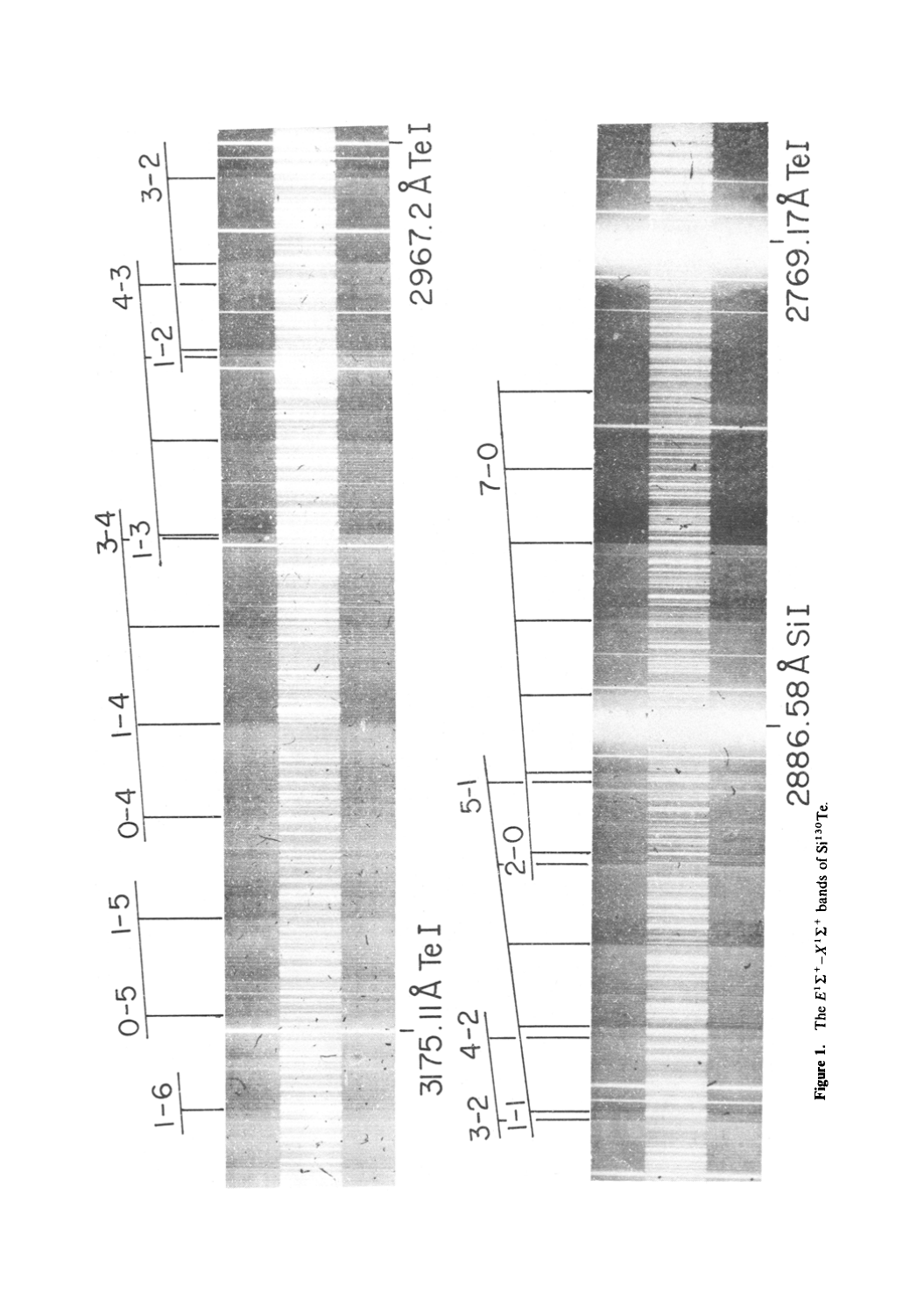**Figure 1.** The $E^1\Sigma^+ - X^1\Sigma^+$ bands of $Si^{130}Te$.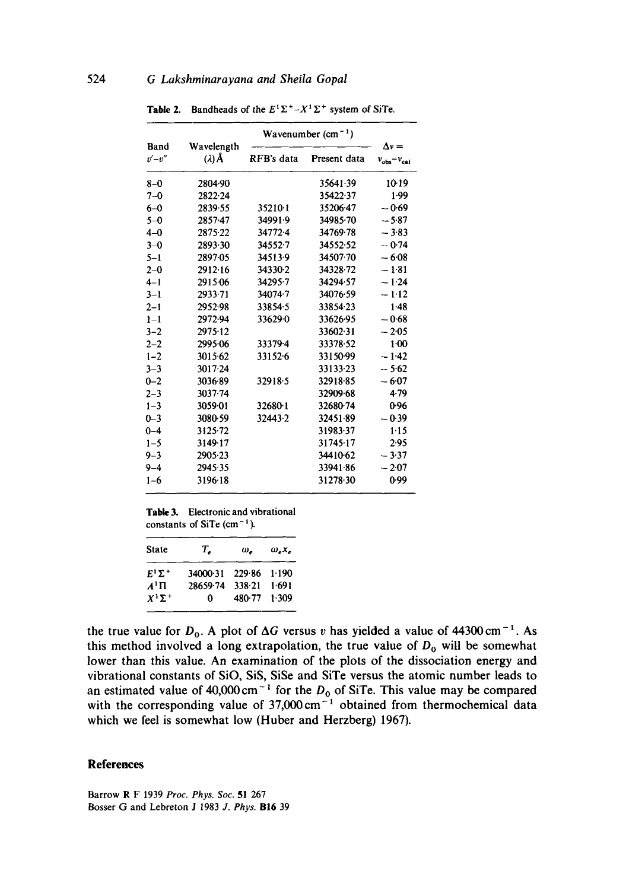**Table 2.** Bandheads of the $E^1\Sigma^+$–$X^1\Sigma^+$ system of SiTe.

| Band $v'$–$v''$ | Wavelength ($\lambda$) Å | Wavenumber ($cm^{-1}$) RFB's data | Present data | $\Delta\nu = \nu_{obs} - \nu_{cal}$ |
|---|---|---|---|---|
| 8–0 | 2804·90 | | 35641·39 | 10·19 |
| 7–0 | 2822·24 | | 35422·37 | 1·99 |
| 6–0 | 2839·55 | 35210·1 | 35206·47 | −0·69 |
| 5–0 | 2857·47 | 34991·9 | 34985·70 | −5·87 |
| 4–0 | 2875·22 | 34772·4 | 34769·78 | −3·83 |
| 3–0 | 2893·30 | 34552·7 | 34552·52 | −0·74 |
| 5–1 | 2897·05 | 34513·9 | 34507·70 | −6·08 |
| 2–0 | 2912·16 | 34330·2 | 34328·72 | −1·81 |
| 4–1 | 2915·06 | 34295·7 | 34294·57 | −1·24 |
| 3–1 | 2933·71 | 34074·7 | 34076·59 | −1·12 |
| 2–1 | 2952·98 | 33854·5 | 33854·23 | 1·48 |
| 1–1 | 2972·94 | 33629·0 | 33626·95 | −0·68 |
| 3–2 | 2975·12 | | 33602·31 | −2·05 |
| 2–2 | 2995·06 | 33379·4 | 33378·52 | 1·00 |
| 1–2 | 3015·62 | 33152·6 | 33150·99 | −1·42 |
| 3–3 | 3017·24 | | 33133·23 | −5·62 |
| 0–2 | 3036·89 | 32918·5 | 32918·85 | −6·07 |
| 2–3 | 3037·74 | | 32909·68 | 4·79 |
| 1–3 | 3059·01 | 32680·1 | 32680·74 | 0·96 |
| 0–3 | 3080·59 | 32443·2 | 32451·89 | −0·39 |
| 0–4 | 3125·72 | | 31983·37 | 1·15 |
| 1–5 | 3149·17 | | 31745·17 | 2·95 |
| 9–3 | 2905·23 | | 34410·62 | −3·37 |
| 9–4 | 2945·35 | | 33941·86 | −2·07 |
| 1–6 | 3196·18 | | 31278·30 | 0·99 |

**Table 3.** Electronic and vibrational constants of SiTe ($cm^{-1}$).

| State | $T_e$ | $\omega_e$ | $\omega_e x_e$ |
|---|---|---|---|
| $E^1\Sigma^+$ | 34000·31 | 229·86 | 1·190 |
| $A^1\Pi$ | 28659·74 | 338·21 | 1·691 |
| $X^1\Sigma^+$ | 0 | 480·77 | 1·309 |

the true value for $D_0$. A plot of $\Delta G$ versus $v$ has yielded a value of 44300 $cm^{-1}$. As this method involved a long extrapolation, the true value of $D_0$ will be somewhat lower than this value. An examination of the plots of the dissociation energy and vibrational constants of SiO, SiS, SiSe and SiTe versus the atomic number leads to an estimated value of 40,000 $cm^{-1}$ for the $D_0$ of SiTe. This value may be compared with the corresponding value of 37,000 $cm^{-1}$ obtained from thermochemical data which we feel is somewhat low (Huber and Herzberg) 1967).

## References

Barrow R F 1939 *Proc. Phys. Soc.* **51** 267

Bosser G and Lebreton J 1983 *J. Phys.* **B16** 39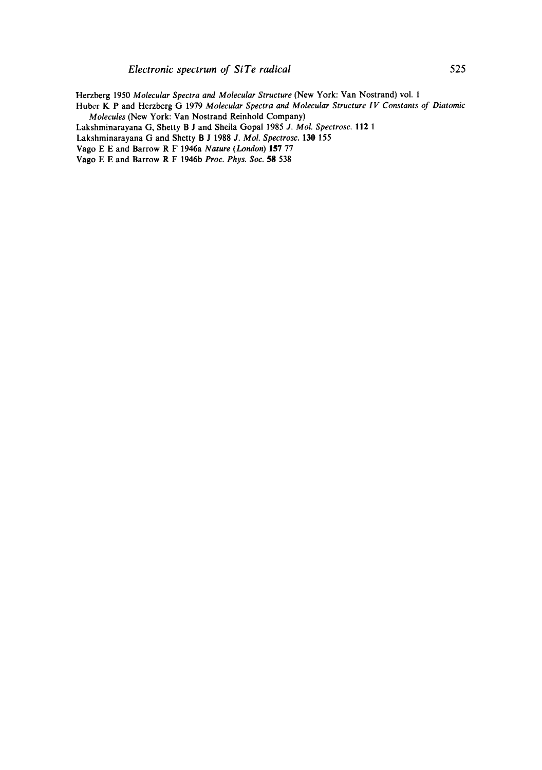Herzberg 1950 *Molecular Spectra and Molecular Structure* (New York: Van Nostrand) vol. 1

Huber K P and Herzberg G 1979 *Molecular Spectra and Molecular Structure IV Constants of Diatomic Molecules* (New York: Van Nostrand Reinhold Company)

Lakshminarayana G, Shetty B J and Sheila Gopal 1985 *J. Mol. Spectrosc.* **112** 1

Lakshminarayana G and Shetty B J 1988 *J. Mol. Spectrosc.* **130** 155

Vago E E and Barrow R F 1946a *Nature (London)* **157** 77

Vago E E and Barrow R F 1946b *Proc. Phys. Soc.* **58** 538